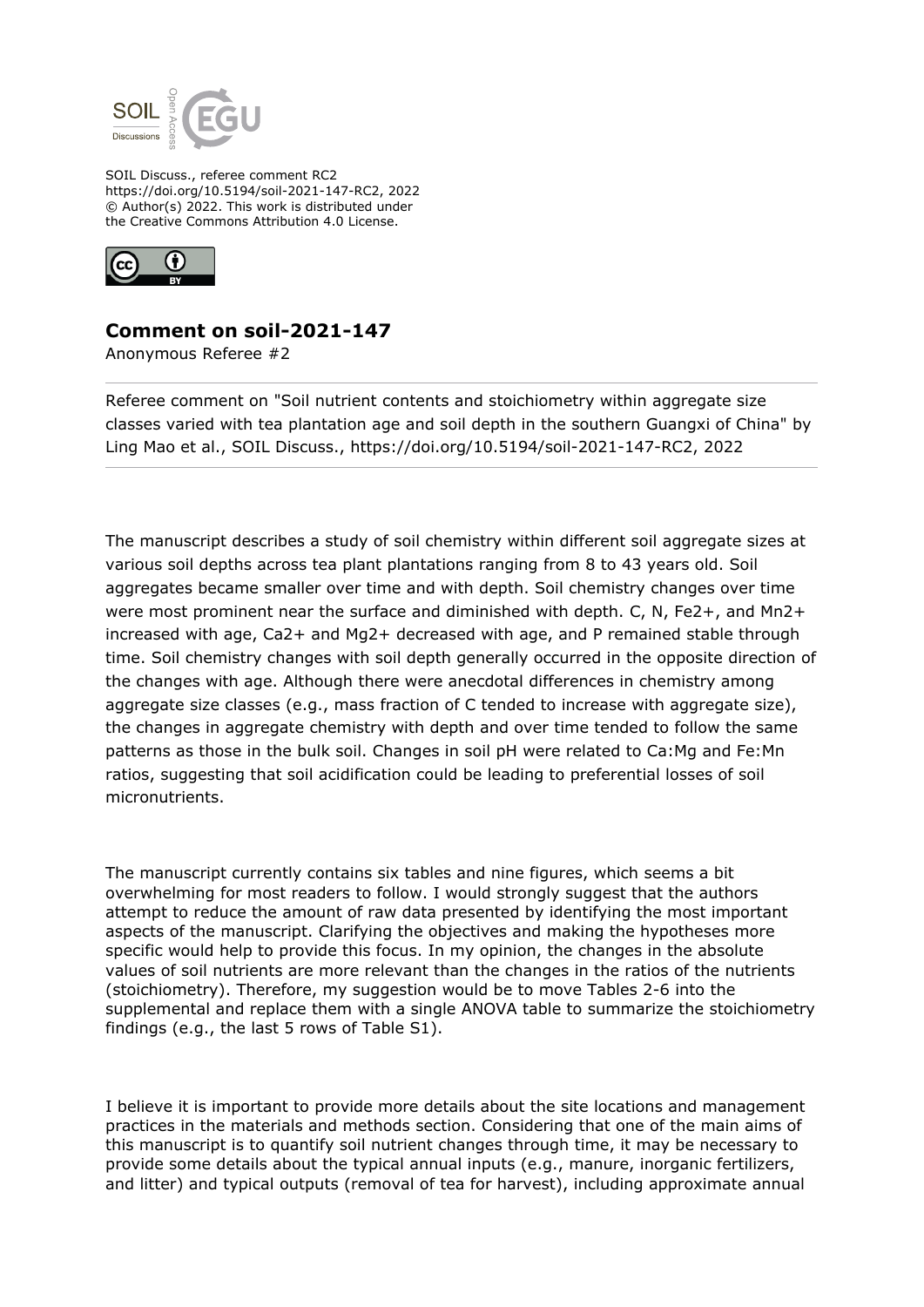SOIL Discuss., referee comment RC2
https://doi.org/10.5194/soil-2021-147-RC2, 2022
© Author(s) 2022. This work is distributed under
the Creative Commons Attribution 4.0 License.

## Comment on soil-2021-147

Anonymous Referee #2

Referee comment on "Soil nutrient contents and stoichiometry within aggregate size classes varied with tea plantation age and soil depth in the southern Guangxi of China" by Ling Mao et al., SOIL Discuss., https://doi.org/10.5194/soil-2021-147-RC2, 2022

The manuscript describes a study of soil chemistry within different soil aggregate sizes at various soil depths across tea plant plantations ranging from 8 to 43 years old. Soil aggregates became smaller over time and with depth. Soil chemistry changes over time were most prominent near the surface and diminished with depth. C, N, $Fe^{2+}$, and $Mn^{2+}$ increased with age, $Ca^{2+}$ and $Mg^{2+}$ decreased with age, and P remained stable through time. Soil chemistry changes with soil depth generally occurred in the opposite direction of the changes with age. Although there were anecdotal differences in chemistry among aggregate size classes (e.g., mass fraction of C tended to increase with aggregate size), the changes in aggregate chemistry with depth and over time tended to follow the same patterns as those in the bulk soil. Changes in soil pH were related to Ca:Mg and Fe:Mn ratios, suggesting that soil acidification could be leading to preferential losses of soil micronutrients.

The manuscript currently contains six tables and nine figures, which seems a bit overwhelming for most readers to follow. I would strongly suggest that the authors attempt to reduce the amount of raw data presented by identifying the most important aspects of the manuscript. Clarifying the objectives and making the hypotheses more specific would help to provide this focus. In my opinion, the changes in the absolute values of soil nutrients are more relevant than the changes in the ratios of the nutrients (stoichiometry). Therefore, my suggestion would be to move Tables 2-6 into the supplemental and replace them with a single ANOVA table to summarize the stoichiometry findings (e.g., the last 5 rows of Table S1).

I believe it is important to provide more details about the site locations and management practices in the materials and methods section. Considering that one of the main aims of this manuscript is to quantify soil nutrient changes through time, it may be necessary to provide some details about the typical annual inputs (e.g., manure, inorganic fertilizers, and litter) and typical outputs (removal of tea for harvest), including approximate annual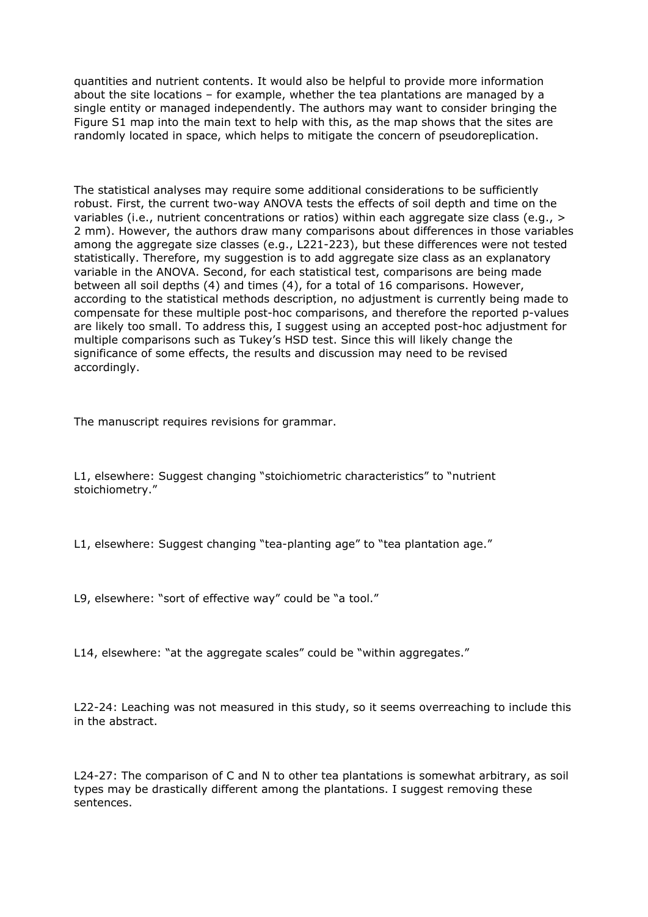quantities and nutrient contents. It would also be helpful to provide more information about the site locations – for example, whether the tea plantations are managed by a single entity or managed independently. The authors may want to consider bringing the Figure S1 map into the main text to help with this, as the map shows that the sites are randomly located in space, which helps to mitigate the concern of pseudoreplication.

The statistical analyses may require some additional considerations to be sufficiently robust. First, the current two-way ANOVA tests the effects of soil depth and time on the variables (i.e., nutrient concentrations or ratios) within each aggregate size class (e.g., > 2 mm). However, the authors draw many comparisons about differences in those variables among the aggregate size classes (e.g., L221-223), but these differences were not tested statistically. Therefore, my suggestion is to add aggregate size class as an explanatory variable in the ANOVA. Second, for each statistical test, comparisons are being made between all soil depths (4) and times (4), for a total of 16 comparisons. However, according to the statistical methods description, no adjustment is currently being made to compensate for these multiple post-hoc comparisons, and therefore the reported p-values are likely too small. To address this, I suggest using an accepted post-hoc adjustment for multiple comparisons such as Tukey's HSD test. Since this will likely change the significance of some effects, the results and discussion may need to be revised accordingly.

The manuscript requires revisions for grammar.

L1, elsewhere: Suggest changing "stoichiometric characteristics" to "nutrient stoichiometry."

L1, elsewhere: Suggest changing "tea-planting age" to "tea plantation age."

L9, elsewhere: "sort of effective way" could be "a tool."

L14, elsewhere: "at the aggregate scales" could be "within aggregates."

L22-24: Leaching was not measured in this study, so it seems overreaching to include this in the abstract.

L24-27: The comparison of C and N to other tea plantations is somewhat arbitrary, as soil types may be drastically different among the plantations. I suggest removing these sentences.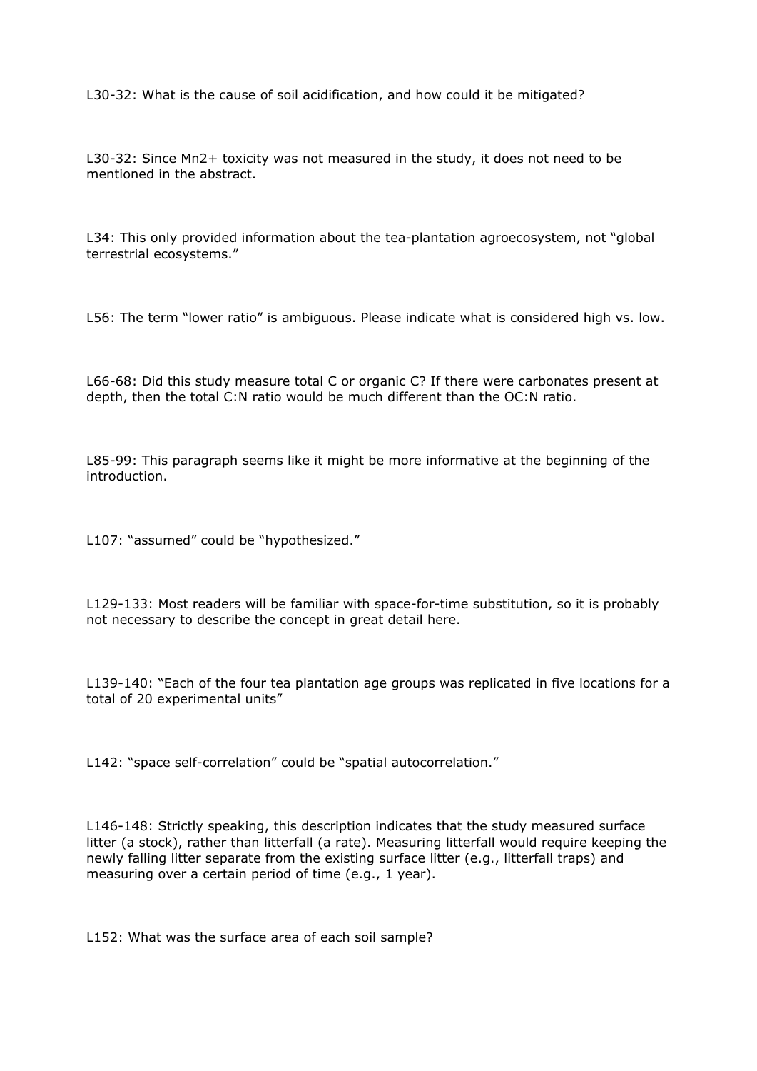L30-32: What is the cause of soil acidification, and how could it be mitigated?

L30-32: Since $Mn^{2+}$ toxicity was not measured in the study, it does not need to be mentioned in the abstract.

L34: This only provided information about the tea-plantation agroecosystem, not “global terrestrial ecosystems.”

L56: The term “lower ratio” is ambiguous. Please indicate what is considered high vs. low.

L66-68: Did this study measure total C or organic C? If there were carbonates present at depth, then the total C:N ratio would be much different than the OC:N ratio.

L85-99: This paragraph seems like it might be more informative at the beginning of the introduction.

L107: “assumed” could be “hypothesized.”

L129-133: Most readers will be familiar with space-for-time substitution, so it is probably not necessary to describe the concept in great detail here.

L139-140: “Each of the four tea plantation age groups was replicated in five locations for a total of 20 experimental units”

L142: “space self-correlation” could be “spatial autocorrelation.”

L146-148: Strictly speaking, this description indicates that the study measured surface litter (a stock), rather than litterfall (a rate). Measuring litterfall would require keeping the newly falling litter separate from the existing surface litter (e.g., litterfall traps) and measuring over a certain period of time (e.g., 1 year).

L152: What was the surface area of each soil sample?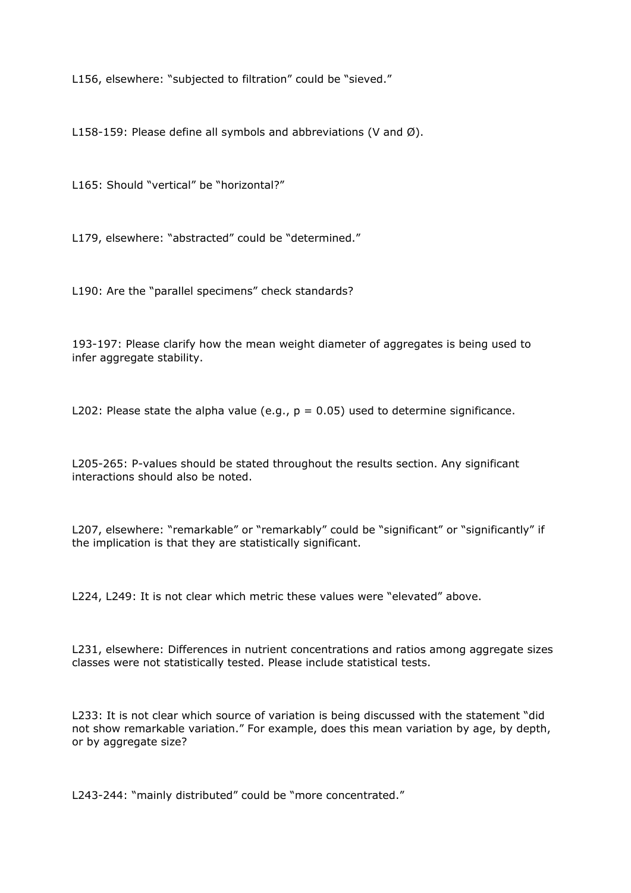L156, elsewhere: “subjected to filtration” could be “sieved.”

L158-159: Please define all symbols and abbreviations (V and Ø).

L165: Should “vertical” be “horizontal?”

L179, elsewhere: “abstracted” could be “determined.”

L190: Are the “parallel specimens” check standards?

193-197: Please clarify how the mean weight diameter of aggregates is being used to infer aggregate stability.

L202: Please state the alpha value (e.g., $p = 0.05$) used to determine significance.

L205-265: P-values should be stated throughout the results section. Any significant interactions should also be noted.

L207, elsewhere: “remarkable” or “remarkably” could be “significant” or “significantly” if the implication is that they are statistically significant.

L224, L249: It is not clear which metric these values were “elevated” above.

L231, elsewhere: Differences in nutrient concentrations and ratios among aggregate sizes classes were not statistically tested. Please include statistical tests.

L233: It is not clear which source of variation is being discussed with the statement “did not show remarkable variation.” For example, does this mean variation by age, by depth, or by aggregate size?

L243-244: “mainly distributed” could be “more concentrated.”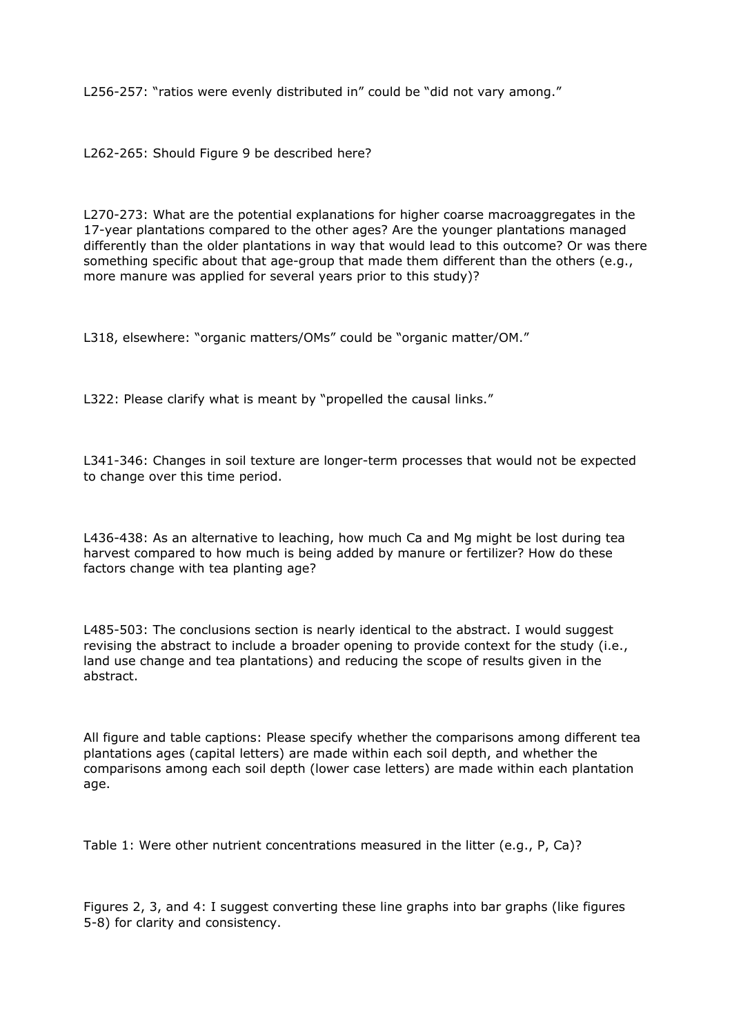L256-257: "ratios were evenly distributed in" could be "did not vary among."

L262-265: Should Figure 9 be described here?

L270-273: What are the potential explanations for higher coarse macroaggregates in the 17-year plantations compared to the other ages? Are the younger plantations managed differently than the older plantations in way that would lead to this outcome? Or was there something specific about that age-group that made them different than the others (e.g., more manure was applied for several years prior to this study)?

L318, elsewhere: "organic matters/OMs" could be "organic matter/OM."

L322: Please clarify what is meant by "propelled the causal links."

L341-346: Changes in soil texture are longer-term processes that would not be expected to change over this time period.

L436-438: As an alternative to leaching, how much Ca and Mg might be lost during tea harvest compared to how much is being added by manure or fertilizer? How do these factors change with tea planting age?

L485-503: The conclusions section is nearly identical to the abstract. I would suggest revising the abstract to include a broader opening to provide context for the study (i.e., land use change and tea plantations) and reducing the scope of results given in the abstract.

All figure and table captions: Please specify whether the comparisons among different tea plantations ages (capital letters) are made within each soil depth, and whether the comparisons among each soil depth (lower case letters) are made within each plantation age.

Table 1: Were other nutrient concentrations measured in the litter (e.g., P, Ca)?

Figures 2, 3, and 4: I suggest converting these line graphs into bar graphs (like figures 5-8) for clarity and consistency.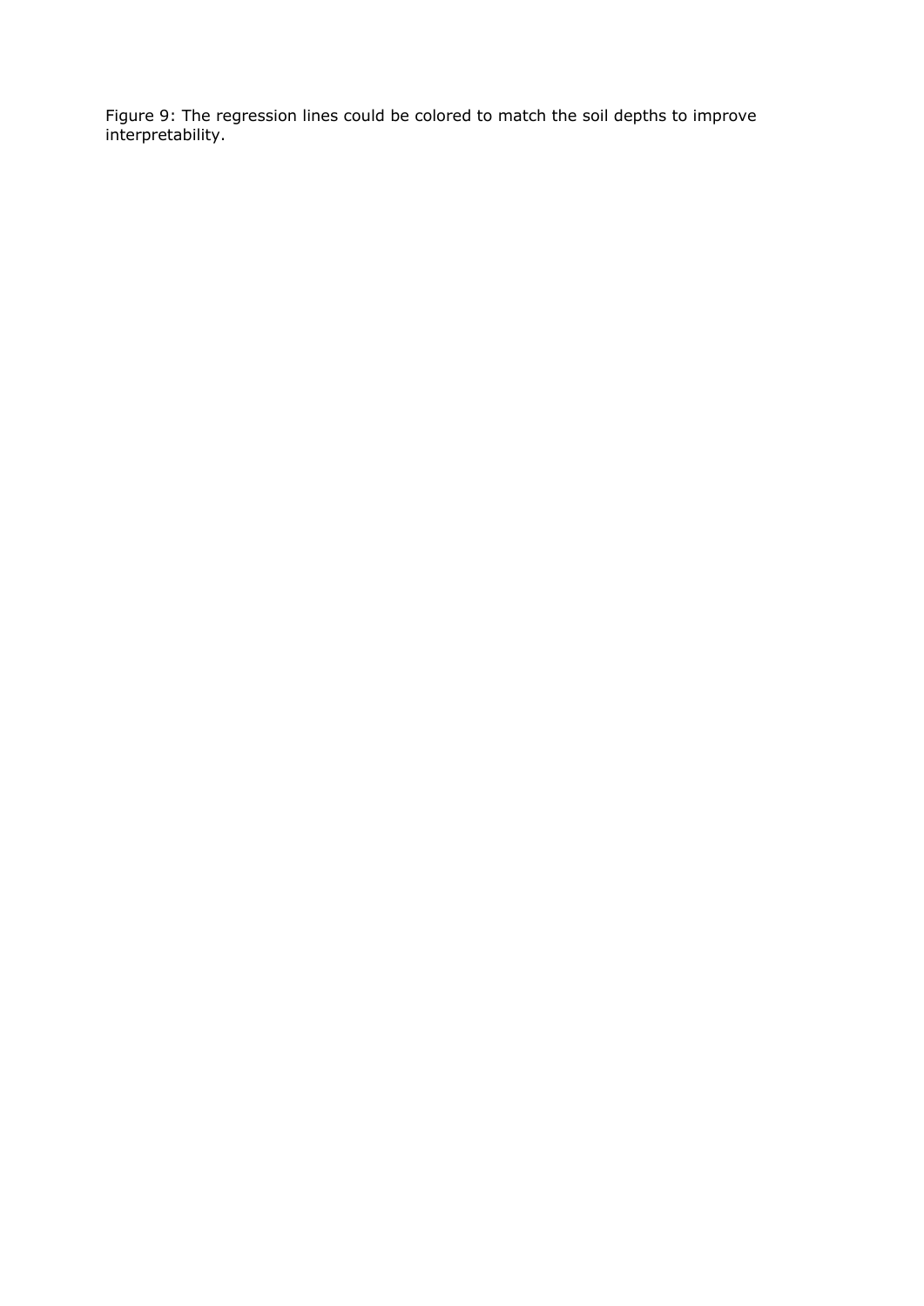Figure 9: The regression lines could be colored to match the soil depths to improve interpretability.